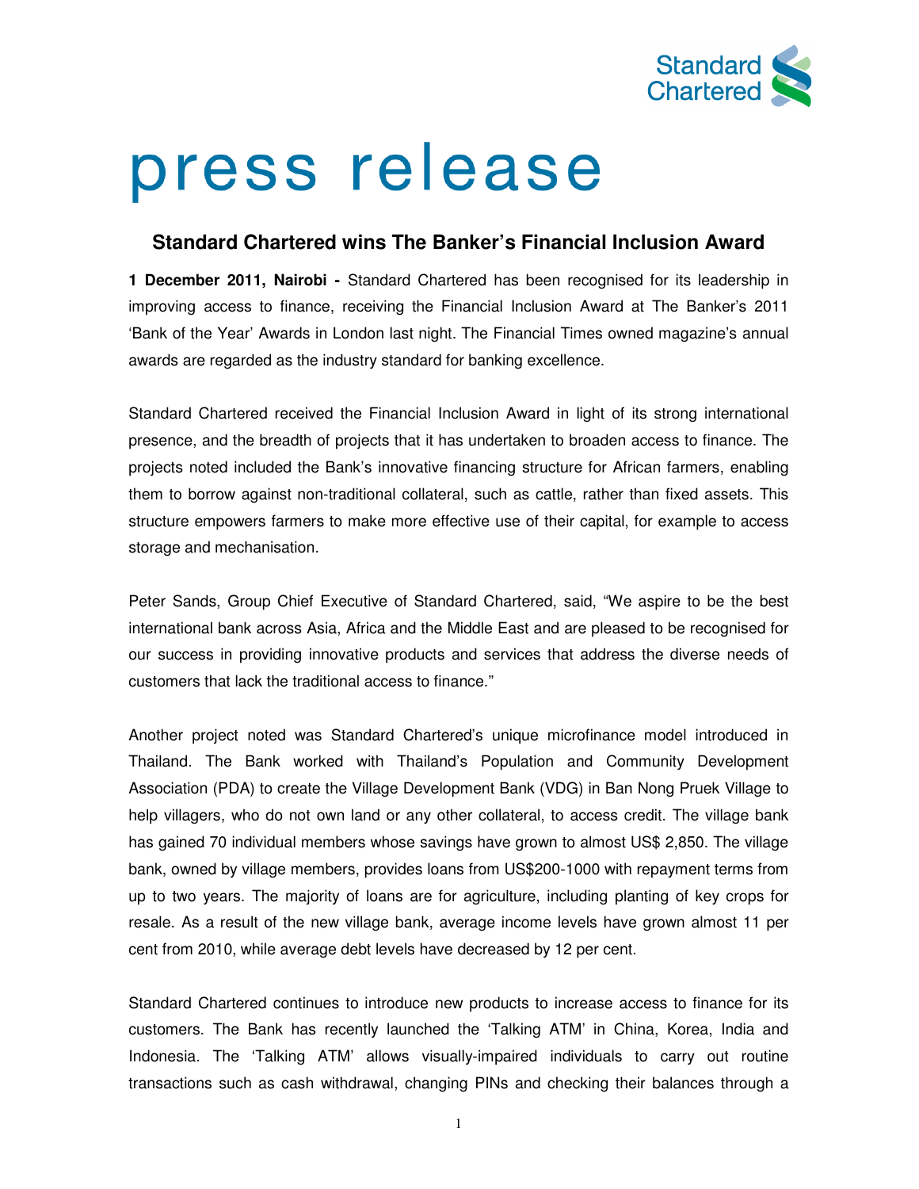# press release

## Standard Chartered wins The Banker's Financial Inclusion Award

**1 December 2011, Nairobi -** Standard Chartered has been recognised for its leadership in improving access to finance, receiving the Financial Inclusion Award at The Banker's 2011 'Bank of the Year' Awards in London last night. The Financial Times owned magazine's annual awards are regarded as the industry standard for banking excellence.

Standard Chartered received the Financial Inclusion Award in light of its strong international presence, and the breadth of projects that it has undertaken to broaden access to finance. The projects noted included the Bank's innovative financing structure for African farmers, enabling them to borrow against non-traditional collateral, such as cattle, rather than fixed assets. This structure empowers farmers to make more effective use of their capital, for example to access storage and mechanisation.

Peter Sands, Group Chief Executive of Standard Chartered, said, "We aspire to be the best international bank across Asia, Africa and the Middle East and are pleased to be recognised for our success in providing innovative products and services that address the diverse needs of customers that lack the traditional access to finance."

Another project noted was Standard Chartered's unique microfinance model introduced in Thailand. The Bank worked with Thailand's Population and Community Development Association (PDA) to create the Village Development Bank (VDG) in Ban Nong Pruek Village to help villagers, who do not own land or any other collateral, to access credit. The village bank has gained 70 individual members whose savings have grown to almost US$ 2,850. The village bank, owned by village members, provides loans from US$200-1000 with repayment terms from up to two years. The majority of loans are for agriculture, including planting of key crops for resale. As a result of the new village bank, average income levels have grown almost 11 per cent from 2010, while average debt levels have decreased by 12 per cent.

Standard Chartered continues to introduce new products to increase access to finance for its customers. The Bank has recently launched the 'Talking ATM' in China, Korea, India and Indonesia. The 'Talking ATM' allows visually-impaired individuals to carry out routine transactions such as cash withdrawal, changing PINs and checking their balances through a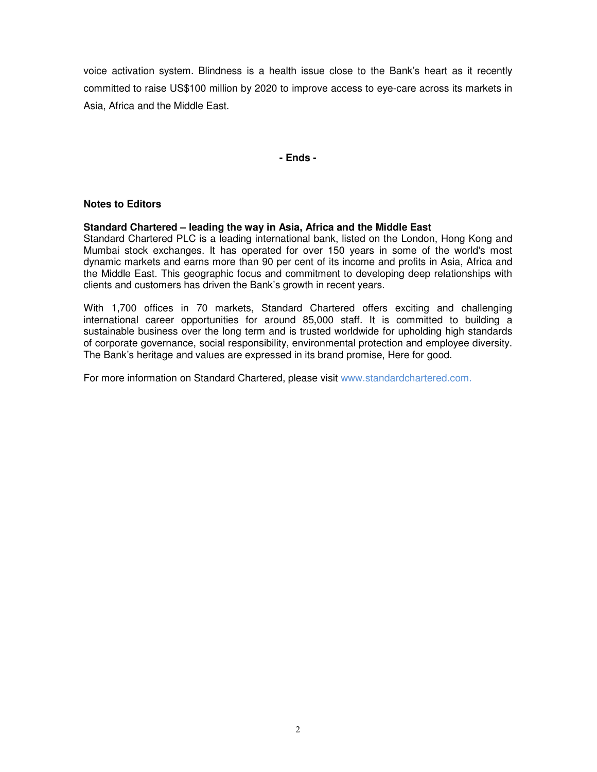voice activation system. Blindness is a health issue close to the Bank's heart as it recently committed to raise US$100 million by 2020 to improve access to eye-care across its markets in Asia, Africa and the Middle East.

**- Ends -**

**Notes to Editors**

**Standard Chartered – leading the way in Asia, Africa and the Middle East**
Standard Chartered PLC is a leading international bank, listed on the London, Hong Kong and Mumbai stock exchanges. It has operated for over 150 years in some of the world's most dynamic markets and earns more than 90 per cent of its income and profits in Asia, Africa and the Middle East. This geographic focus and commitment to developing deep relationships with clients and customers has driven the Bank's growth in recent years.

With 1,700 offices in 70 markets, Standard Chartered offers exciting and challenging international career opportunities for around 85,000 staff. It is committed to building a sustainable business over the long term and is trusted worldwide for upholding high standards of corporate governance, social responsibility, environmental protection and employee diversity. The Bank's heritage and values are expressed in its brand promise, Here for good.

For more information on Standard Chartered, please visit www.standardchartered.com.